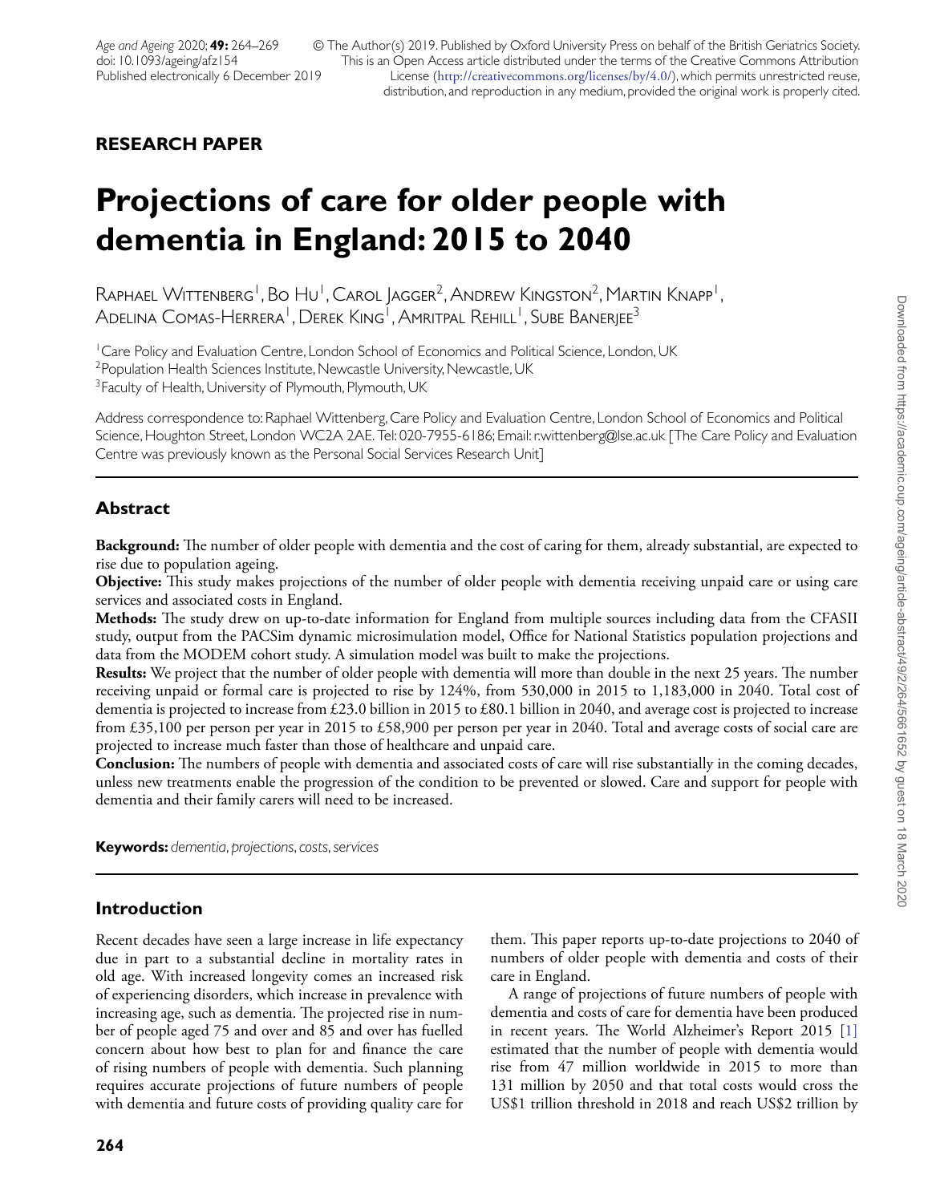**RESEARCH PAPER**

# Projections of care for older people with dementia in England: 2015 to 2040

Raphael Wittenberg[1], Bo Hu[1], Carol Jagger[2], Andrew Kingston[2], Martin Knapp[1], Adelina Comas-Herrera[1], Derek King[1], Amritpal Rehill[1], Sube Banerjee[3]

[1]Care Policy and Evaluation Centre, London School of Economics and Political Science, London, UK
[2]Population Health Sciences Institute, Newcastle University, Newcastle, UK
[3]Faculty of Health, University of Plymouth, Plymouth, UK

Address correspondence to: Raphael Wittenberg, Care Policy and Evaluation Centre, London School of Economics and Political Science, Houghton Street, London WC2A 2AE. Tel: 020-7955-6186; Email: r.wittenberg@lse.ac.uk [The Care Policy and Evaluation Centre was previously known as the Personal Social Services Research Unit]

## Abstract

**Background:** The number of older people with dementia and the cost of caring for them, already substantial, are expected to rise due to population ageing.

**Objective:** This study makes projections of the number of older people with dementia receiving unpaid care or using care services and associated costs in England.

**Methods:** The study drew on up-to-date information for England from multiple sources including data from the CFASII study, output from the PACSim dynamic microsimulation model, Office for National Statistics population projections and data from the MODEM cohort study. A simulation model was built to make the projections.

**Results:** We project that the number of older people with dementia will more than double in the next 25 years. The number receiving unpaid or formal care is projected to rise by 124%, from 530,000 in 2015 to 1,183,000 in 2040. Total cost of dementia is projected to increase from £23.0 billion in 2015 to £80.1 billion in 2040, and average cost is projected to increase from £35,100 per person per year in 2015 to £58,900 per person per year in 2040. Total and average costs of social care are projected to increase much faster than those of healthcare and unpaid care.

**Conclusion:** The numbers of people with dementia and associated costs of care will rise substantially in the coming decades, unless new treatments enable the progression of the condition to be prevented or slowed. Care and support for people with dementia and their family carers will need to be increased.

**Keywords:** *dementia, projections, costs, services*

## Introduction

Recent decades have seen a large increase in life expectancy due in part to a substantial decline in mortality rates in old age. With increased longevity comes an increased risk of experiencing disorders, which increase in prevalence with increasing age, such as dementia. The projected rise in number of people aged 75 and over and 85 and over has fuelled concern about how best to plan for and finance the care of rising numbers of people with dementia. Such planning requires accurate projections of future numbers of people with dementia and future costs of providing quality care for them. This paper reports up-to-date projections to 2040 of numbers of older people with dementia and costs of their care in England.

A range of projections of future numbers of people with dementia and costs of care for dementia have been produced in recent years. The World Alzheimer's Report 2015 [1] estimated that the number of people with dementia would rise from 47 million worldwide in 2015 to more than 131 million by 2050 and that total costs would cross the US$1 trillion threshold in 2018 and reach US$2 trillion by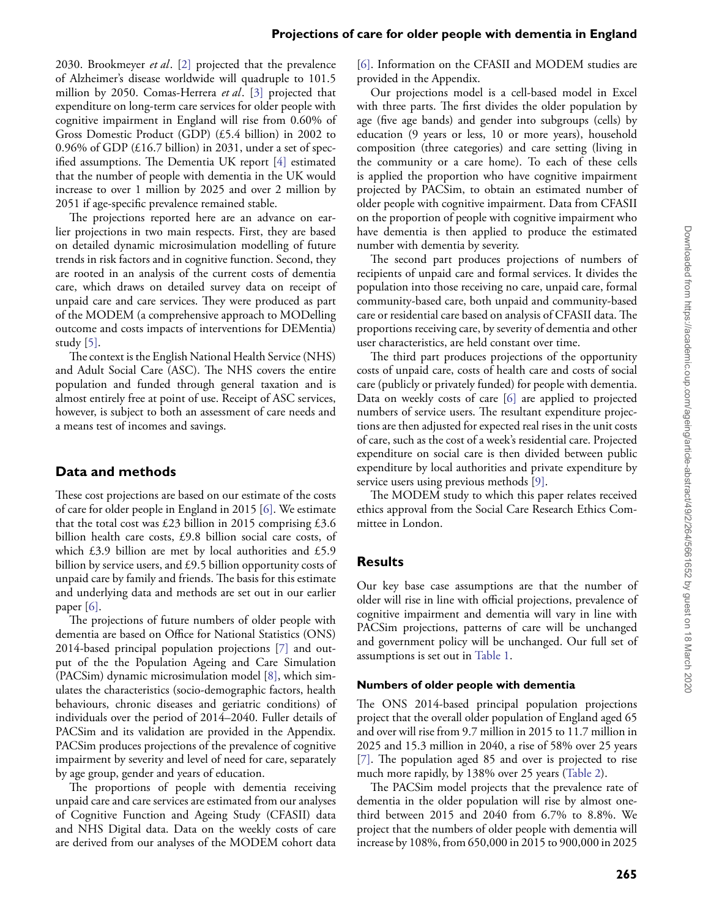2030. Brookmeyer *et al*. [2] projected that the prevalence of Alzheimer's disease worldwide will quadruple to 101.5 million by 2050. Comas-Herrera *et al*. [3] projected that expenditure on long-term care services for older people with cognitive impairment in England will rise from 0.60% of Gross Domestic Product (GDP) (£5.4 billion) in 2002 to 0.96% of GDP (£16.7 billion) in 2031, under a set of specified assumptions. The Dementia UK report [4] estimated that the number of people with dementia in the UK would increase to over 1 million by 2025 and over 2 million by 2051 if age-specific prevalence remained stable.

The projections reported here are an advance on earlier projections in two main respects. First, they are based on detailed dynamic microsimulation modelling of future trends in risk factors and in cognitive function. Second, they are rooted in an analysis of the current costs of dementia care, which draws on detailed survey data on receipt of unpaid care and care services. They were produced as part of the MODEM (a comprehensive approach to MODelling outcome and costs impacts of interventions for DEMentia) study [5].

The context is the English National Health Service (NHS) and Adult Social Care (ASC). The NHS covers the entire population and funded through general taxation and is almost entirely free at point of use. Receipt of ASC services, however, is subject to both an assessment of care needs and a means test of incomes and savings.

## Data and methods

These cost projections are based on our estimate of the costs of care for older people in England in 2015 [6]. We estimate that the total cost was £23 billion in 2015 comprising £3.6 billion health care costs, £9.8 billion social care costs, of which £3.9 billion are met by local authorities and £5.9 billion by service users, and £9.5 billion opportunity costs of unpaid care by family and friends. The basis for this estimate and underlying data and methods are set out in our earlier paper [6].

The projections of future numbers of older people with dementia are based on Office for National Statistics (ONS) 2014-based principal population projections [7] and output of the the Population Ageing and Care Simulation (PACSim) dynamic microsimulation model [8], which simulates the characteristics (socio-demographic factors, health behaviours, chronic diseases and geriatric conditions) of individuals over the period of 2014–2040. Fuller details of PACSim and its validation are provided in the Appendix. PACSim produces projections of the prevalence of cognitive impairment by severity and level of need for care, separately by age group, gender and years of education.

The proportions of people with dementia receiving unpaid care and care services are estimated from our analyses of Cognitive Function and Ageing Study (CFASII) data and NHS Digital data. Data on the weekly costs of care are derived from our analyses of the MODEM cohort data [6]. Information on the CFASII and MODEM studies are provided in the Appendix.

Our projections model is a cell-based model in Excel with three parts. The first divides the older population by age (five age bands) and gender into subgroups (cells) by education (9 years or less, 10 or more years), household composition (three categories) and care setting (living in the community or a care home). To each of these cells is applied the proportion who have cognitive impairment projected by PACSim, to obtain an estimated number of older people with cognitive impairment. Data from CFASII on the proportion of people with cognitive impairment who have dementia is then applied to produce the estimated number with dementia by severity.

The second part produces projections of numbers of recipients of unpaid care and formal services. It divides the population into those receiving no care, unpaid care, formal community-based care, both unpaid and community-based care or residential care based on analysis of CFASII data. The proportions receiving care, by severity of dementia and other user characteristics, are held constant over time.

The third part produces projections of the opportunity costs of unpaid care, costs of health care and costs of social care (publicly or privately funded) for people with dementia. Data on weekly costs of care [6] are applied to projected numbers of service users. The resultant expenditure projections are then adjusted for expected real rises in the unit costs of care, such as the cost of a week's residential care. Projected expenditure on social care is then divided between public expenditure by local authorities and private expenditure by service users using previous methods [9].

The MODEM study to which this paper relates received ethics approval from the Social Care Research Ethics Committee in London.

## Results

Our key base case assumptions are that the number of older will rise in line with official projections, prevalence of cognitive impairment and dementia will vary in line with PACSim projections, patterns of care will be unchanged and government policy will be unchanged. Our full set of assumptions is set out in Table 1.

### Numbers of older people with dementia

The ONS 2014-based principal population projections project that the overall older population of England aged 65 and over will rise from 9.7 million in 2015 to 11.7 million in 2025 and 15.3 million in 2040, a rise of 58% over 25 years [7]. The population aged 85 and over is projected to rise much more rapidly, by 138% over 25 years (Table 2).

The PACSim model projects that the prevalence rate of dementia in the older population will rise by almost one-third between 2015 and 2040 from 6.7% to 8.8%. We project that the numbers of older people with dementia will increase by 108%, from 650,000 in 2015 to 900,000 in 2025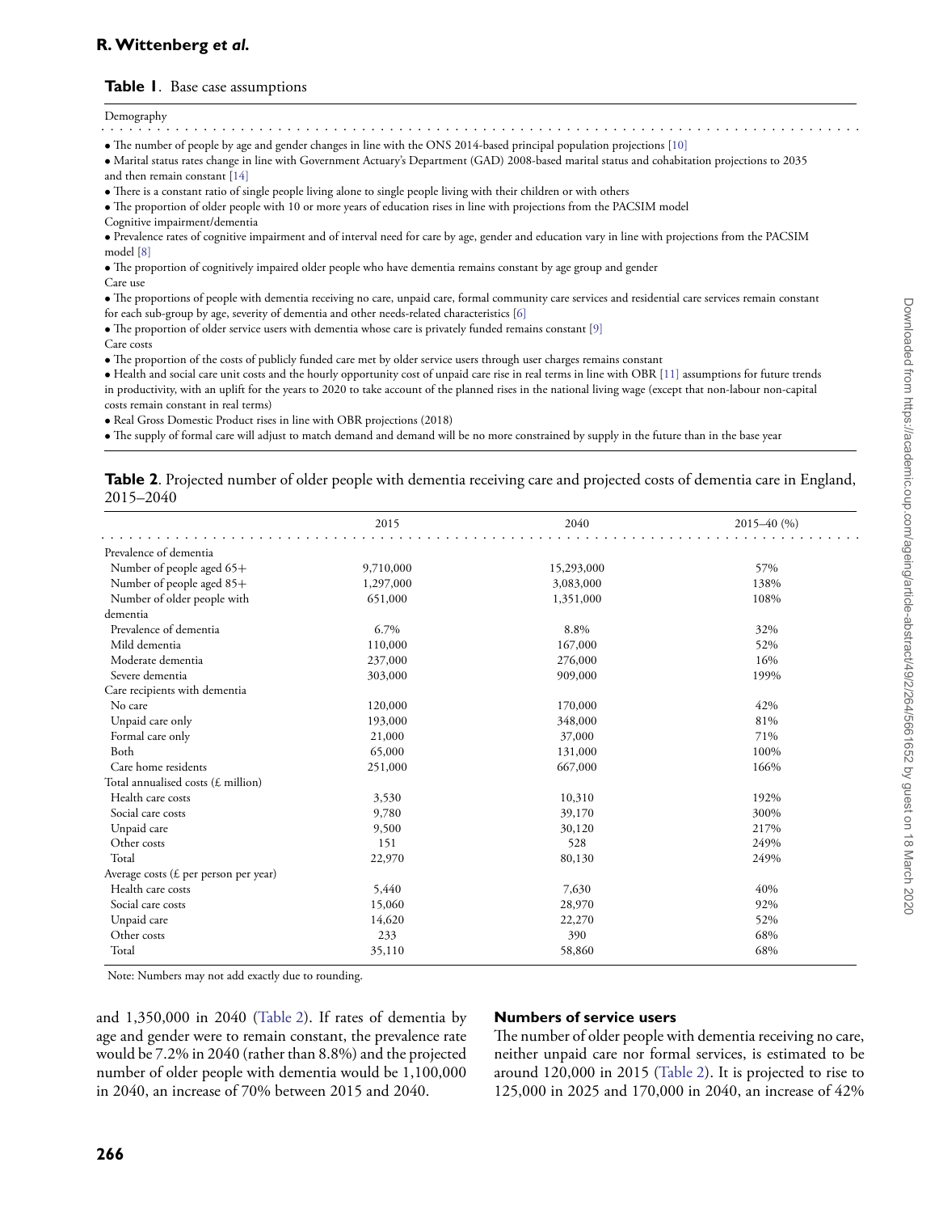**Table 1**. Base case assumptions

| Demography |
|---|
| • The number of people by age and gender changes in line with the ONS 2014-based principal population projections [10] |
| • Marital status rates change in line with Government Actuary's Department (GAD) 2008-based marital status and cohabitation projections to 2035 and then remain constant [14] |
| • There is a constant ratio of single people living alone to single people living with their children or with others |
| • The proportion of older people with 10 or more years of education rises in line with projections from the PACSIM model |
| Cognitive impairment/dementia |
| • Prevalence rates of cognitive impairment and of interval need for care by age, gender and education vary in line with projections from the PACSIM model [8] |
| • The proportion of cognitively impaired older people who have dementia remains constant by age group and gender |
| Care use |
| • The proportions of people with dementia receiving no care, unpaid care, formal community care services and residential care services remain constant for each sub-group by age, severity of dementia and other needs-related characteristics [6] |
| • The proportion of older service users with dementia whose care is privately funded remains constant [9] |
| Care costs |
| • The proportion of the costs of publicly funded care met by older service users through user charges remains constant |
| • Health and social care unit costs and the hourly opportunity cost of unpaid care rise in real terms in line with OBR [11] assumptions for future trends in productivity, with an uplift for the years to 2020 to take account of the planned rises in the national living wage (except that non-labour non-capital costs remain constant in real terms) |
| • Real Gross Domestic Product rises in line with OBR projections (2018) |
| • The supply of formal care will adjust to match demand and demand will be no more constrained by supply in the future than in the base year |

**Table 2**. Projected number of older people with dementia receiving care and projected costs of dementia care in England, 2015–2040

| | 2015 | 2040 | 2015–40 (%) |
|---|---|---|---|
| Prevalence of dementia | | | |
| Number of people aged 65+ | 9,710,000 | 15,293,000 | 57% |
| Number of people aged 85+ | 1,297,000 | 3,083,000 | 138% |
| Number of older people with dementia | 651,000 | 1,351,000 | 108% |
| Prevalence of dementia | 6.7% | 8.8% | 32% |
| Mild dementia | 110,000 | 167,000 | 52% |
| Moderate dementia | 237,000 | 276,000 | 16% |
| Severe dementia | 303,000 | 909,000 | 199% |
| Care recipients with dementia | | | |
| No care | 120,000 | 170,000 | 42% |
| Unpaid care only | 193,000 | 348,000 | 81% |
| Formal care only | 21,000 | 37,000 | 71% |
| Both | 65,000 | 131,000 | 100% |
| Care home residents | 251,000 | 667,000 | 166% |
| Total annualised costs (£ million) | | | |
| Health care costs | 3,530 | 10,310 | 192% |
| Social care costs | 9,780 | 39,170 | 300% |
| Unpaid care | 9,500 | 30,120 | 217% |
| Other costs | 151 | 528 | 249% |
| Total | 22,970 | 80,130 | 249% |
| Average costs (£ per person per year) | | | |
| Health care costs | 5,440 | 7,630 | 40% |
| Social care costs | 15,060 | 28,970 | 92% |
| Unpaid care | 14,620 | 22,270 | 52% |
| Other costs | 233 | 390 | 68% |
| Total | 35,110 | 58,860 | 68% |

Note: Numbers may not add exactly due to rounding.

and 1,350,000 in 2040 (Table 2). If rates of dementia by age and gender were to remain constant, the prevalence rate would be 7.2% in 2040 (rather than 8.8%) and the projected number of older people with dementia would be 1,100,000 in 2040, an increase of 70% between 2015 and 2040.

### Numbers of service users

The number of older people with dementia receiving no care, neither unpaid care nor formal services, is estimated to be around 120,000 in 2015 (Table 2). It is projected to rise to 125,000 in 2025 and 170,000 in 2040, an increase of 42%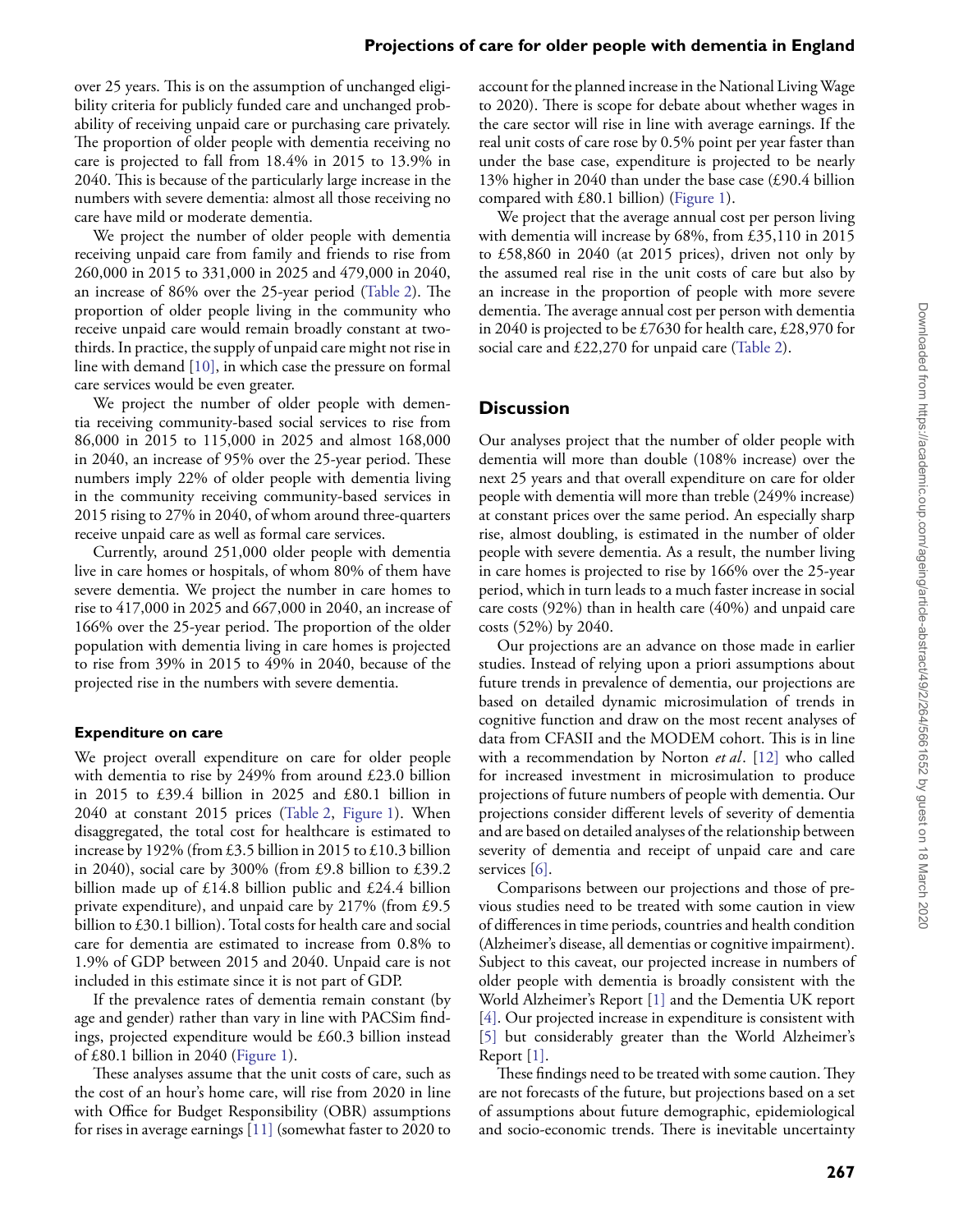over 25 years. This is on the assumption of unchanged eligibility criteria for publicly funded care and unchanged probability of receiving unpaid care or purchasing care privately. The proportion of older people with dementia receiving no care is projected to fall from 18.4% in 2015 to 13.9% in 2040. This is because of the particularly large increase in the numbers with severe dementia: almost all those receiving no care have mild or moderate dementia.

We project the number of older people with dementia receiving unpaid care from family and friends to rise from 260,000 in 2015 to 331,000 in 2025 and 479,000 in 2040, an increase of 86% over the 25-year period (Table 2). The proportion of older people living in the community who receive unpaid care would remain broadly constant at two-thirds. In practice, the supply of unpaid care might not rise in line with demand [10], in which case the pressure on formal care services would be even greater.

We project the number of older people with dementia receiving community-based social services to rise from 86,000 in 2015 to 115,000 in 2025 and almost 168,000 in 2040, an increase of 95% over the 25-year period. These numbers imply 22% of older people with dementia living in the community receiving community-based services in 2015 rising to 27% in 2040, of whom around three-quarters receive unpaid care as well as formal care services.

Currently, around 251,000 older people with dementia live in care homes or hospitals, of whom 80% of them have severe dementia. We project the number in care homes to rise to 417,000 in 2025 and 667,000 in 2040, an increase of 166% over the 25-year period. The proportion of the older population with dementia living in care homes is projected to rise from 39% in 2015 to 49% in 2040, because of the projected rise in the numbers with severe dementia.

### Expenditure on care

We project overall expenditure on care for older people with dementia to rise by 249% from around £23.0 billion in 2015 to £39.4 billion in 2025 and £80.1 billion in 2040 at constant 2015 prices (Table 2, Figure 1). When disaggregated, the total cost for healthcare is estimated to increase by 192% (from £3.5 billion in 2015 to £10.3 billion in 2040), social care by 300% (from £9.8 billion to £39.2 billion made up of £14.8 billion public and £24.4 billion private expenditure), and unpaid care by 217% (from £9.5 billion to £30.1 billion). Total costs for health care and social care for dementia are estimated to increase from 0.8% to 1.9% of GDP between 2015 and 2040. Unpaid care is not included in this estimate since it is not part of GDP.

If the prevalence rates of dementia remain constant (by age and gender) rather than vary in line with PACSim findings, projected expenditure would be £60.3 billion instead of £80.1 billion in 2040 (Figure 1).

These analyses assume that the unit costs of care, such as the cost of an hour's home care, will rise from 2020 in line with Office for Budget Responsibility (OBR) assumptions for rises in average earnings [11] (somewhat faster to 2020 to account for the planned increase in the National Living Wage to 2020). There is scope for debate about whether wages in the care sector will rise in line with average earnings. If the real unit costs of care rose by 0.5% point per year faster than under the base case, expenditure is projected to be nearly 13% higher in 2040 than under the base case (£90.4 billion compared with £80.1 billion) (Figure 1).

We project that the average annual cost per person living with dementia will increase by 68%, from £35,110 in 2015 to £58,860 in 2040 (at 2015 prices), driven not only by the assumed real rise in the unit costs of care but also by an increase in the proportion of people with more severe dementia. The average annual cost per person with dementia in 2040 is projected to be £7630 for health care, £28,970 for social care and £22,270 for unpaid care (Table 2).

## Discussion

Our analyses project that the number of older people with dementia will more than double (108% increase) over the next 25 years and that overall expenditure on care for older people with dementia will more than treble (249% increase) at constant prices over the same period. An especially sharp rise, almost doubling, is estimated in the number of older people with severe dementia. As a result, the number living in care homes is projected to rise by 166% over the 25-year period, which in turn leads to a much faster increase in social care costs (92%) than in health care (40%) and unpaid care costs (52%) by 2040.

Our projections are an advance on those made in earlier studies. Instead of relying upon a priori assumptions about future trends in prevalence of dementia, our projections are based on detailed dynamic microsimulation of trends in cognitive function and draw on the most recent analyses of data from CFASII and the MODEM cohort. This is in line with a recommendation by Norton *et al*. [12] who called for increased investment in microsimulation to produce projections of future numbers of people with dementia. Our projections consider different levels of severity of dementia and are based on detailed analyses of the relationship between severity of dementia and receipt of unpaid care and care services [6].

Comparisons between our projections and those of previous studies need to be treated with some caution in view of differences in time periods, countries and health condition (Alzheimer's disease, all dementias or cognitive impairment). Subject to this caveat, our projected increase in numbers of older people with dementia is broadly consistent with the World Alzheimer's Report [1] and the Dementia UK report [4]. Our projected increase in expenditure is consistent with [5] but considerably greater than the World Alzheimer's Report [1].

These findings need to be treated with some caution. They are not forecasts of the future, but projections based on a set of assumptions about future demographic, epidemiological and socio-economic trends. There is inevitable uncertainty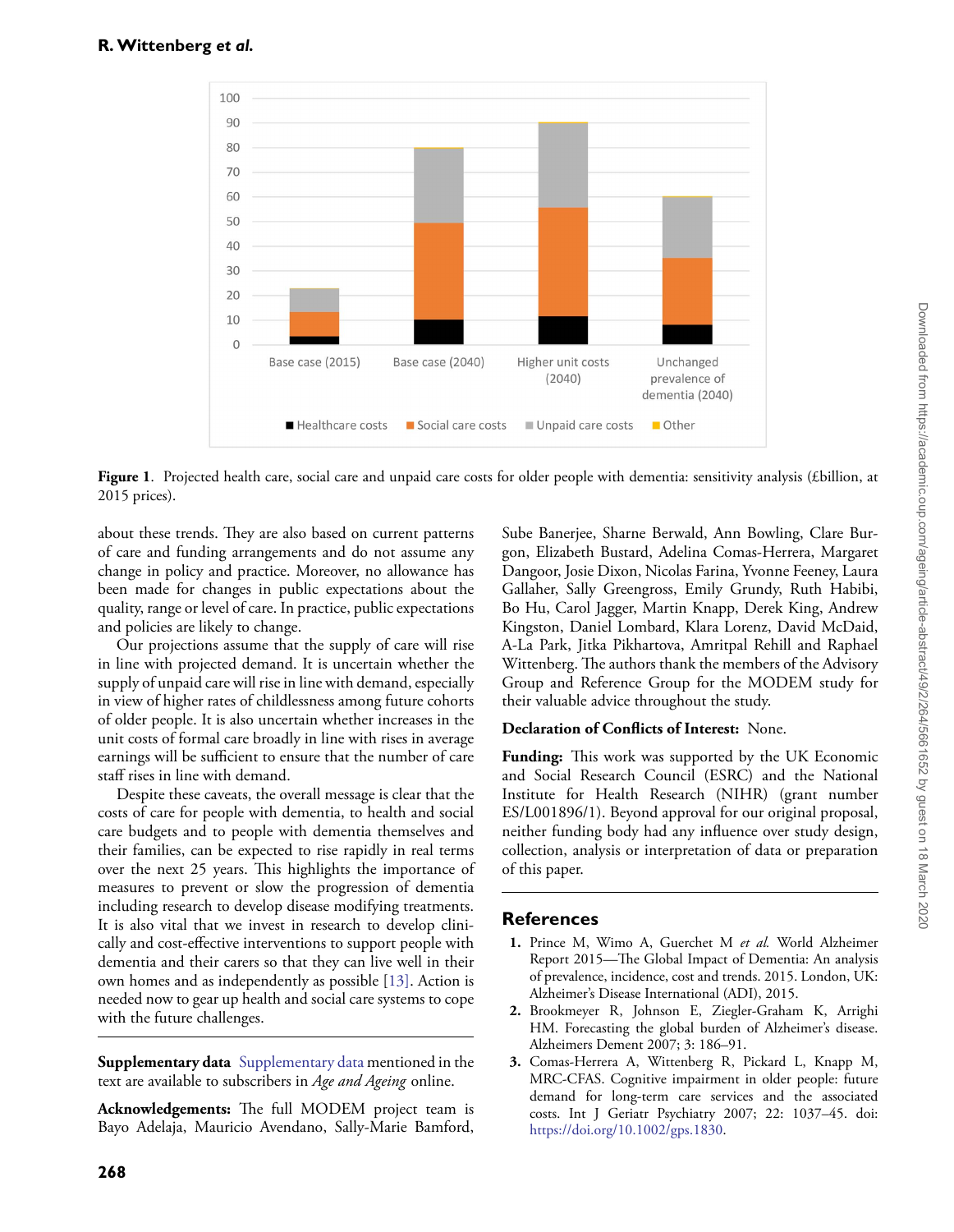**Figure 1**. Projected health care, social care and unpaid care costs for older people with dementia: sensitivity analysis (£billion, at 2015 prices).

about these trends. They are also based on current patterns of care and funding arrangements and do not assume any change in policy and practice. Moreover, no allowance has been made for changes in public expectations about the quality, range or level of care. In practice, public expectations and policies are likely to change.

Our projections assume that the supply of care will rise in line with projected demand. It is uncertain whether the supply of unpaid care will rise in line with demand, especially in view of higher rates of childlessness among future cohorts of older people. It is also uncertain whether increases in the unit costs of formal care broadly in line with rises in average earnings will be sufficient to ensure that the number of care staff rises in line with demand.

Despite these caveats, the overall message is clear that the costs of care for people with dementia, to health and social care budgets and to people with dementia themselves and their families, can be expected to rise rapidly in real terms over the next 25 years. This highlights the importance of measures to prevent or slow the progression of dementia including research to develop disease modifying treatments. It is also vital that we invest in research to develop clinically and cost-effective interventions to support people with dementia and their carers so that they can live well in their own homes and as independently as possible [13]. Action is needed now to gear up health and social care systems to cope with the future challenges.

**Supplementary data** Supplementary data mentioned in the text are available to subscribers in *Age and Ageing* online.

**Acknowledgements:** The full MODEM project team is Bayo Adelaja, Mauricio Avendano, Sally-Marie Bamford, Sube Banerjee, Sharne Berwald, Ann Bowling, Clare Burgon, Elizabeth Bustard, Adelina Comas-Herrera, Margaret Dangoor, Josie Dixon, Nicolas Farina, Yvonne Feeney, Laura Gallaher, Sally Greengross, Emily Grundy, Ruth Habibi, Bo Hu, Carol Jagger, Martin Knapp, Derek King, Andrew Kingston, Daniel Lombard, Klara Lorenz, David McDaid, A-La Park, Jitka Pikhartova, Amritpal Rehill and Raphael Wittenberg. The authors thank the members of the Advisory Group and Reference Group for the MODEM study for their valuable advice throughout the study.

**Declaration of Conflicts of Interest:** None.

**Funding:** This work was supported by the UK Economic and Social Research Council (ESRC) and the National Institute for Health Research (NIHR) (grant number ES/L001896/1). Beyond approval for our original proposal, neither funding body had any influence over study design, collection, analysis or interpretation of data or preparation of this paper.

## References

1. Prince M, Wimo A, Guerchet M *et al.* World Alzheimer Report 2015—The Global Impact of Dementia: An analysis of prevalence, incidence, cost and trends. 2015. London, UK: Alzheimer's Disease International (ADI), 2015.
2. Brookmeyer R, Johnson E, Ziegler-Graham K, Arrighi HM. Forecasting the global burden of Alzheimer's disease. Alzheimers Dement 2007; 3: 186–91.
3. Comas-Herrera A, Wittenberg R, Pickard L, Knapp M, MRC-CFAS. Cognitive impairment in older people: future demand for long-term care services and the associated costs. Int J Geriatr Psychiatry 2007; 22: 1037–45. doi: https://doi.org/10.1002/gps.1830.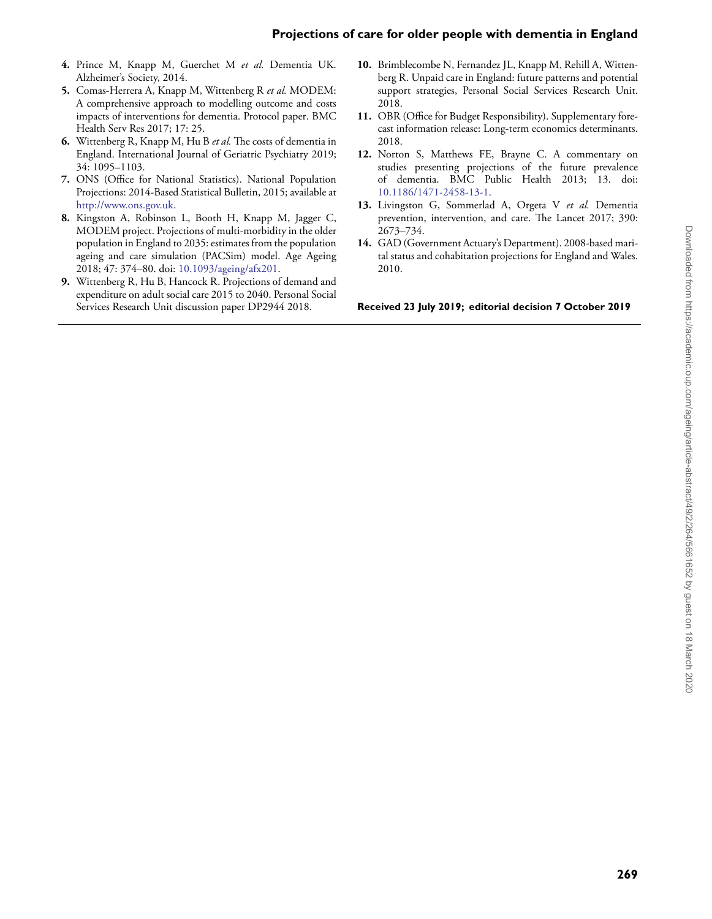4. Prince M, Knapp M, Guerchet M *et al.* Dementia UK. Alzheimer's Society, 2014.
5. Comas-Herrera A, Knapp M, Wittenberg R *et al.* MODEM: A comprehensive approach to modelling outcome and costs impacts of interventions for dementia. Protocol paper. BMC Health Serv Res 2017; 17: 25.
6. Wittenberg R, Knapp M, Hu B *et al.* The costs of dementia in England. International Journal of Geriatric Psychiatry 2019; 34: 1095–1103.
7. ONS (Office for National Statistics). National Population Projections: 2014-Based Statistical Bulletin, 2015; available at http://www.ons.gov.uk.
8. Kingston A, Robinson L, Booth H, Knapp M, Jagger C, MODEM project. Projections of multi-morbidity in the older population in England to 2035: estimates from the population ageing and care simulation (PACSim) model. Age Ageing 2018; 47: 374–80. doi: 10.1093/ageing/afx201.
9. Wittenberg R, Hu B, Hancock R. Projections of demand and expenditure on adult social care 2015 to 2040. Personal Social Services Research Unit discussion paper DP2944 2018.
10. Brimblecombe N, Fernandez JL, Knapp M, Rehill A, Wittenberg R. Unpaid care in England: future patterns and potential support strategies, Personal Social Services Research Unit. 2018.
11. OBR (Office for Budget Responsibility). Supplementary forecast information release: Long-term economics determinants. 2018.
12. Norton S, Matthews FE, Brayne C. A commentary on studies presenting projections of the future prevalence of dementia. BMC Public Health 2013; 13. doi: 10.1186/1471-2458-13-1.
13. Livingston G, Sommerlad A, Orgeta V *et al.* Dementia prevention, intervention, and care. The Lancet 2017; 390: 2673–734.
14. GAD (Government Actuary's Department). 2008-based marital status and cohabitation projections for England and Wales. 2010.

**Received 23 July 2019; editorial decision 7 October 2019**